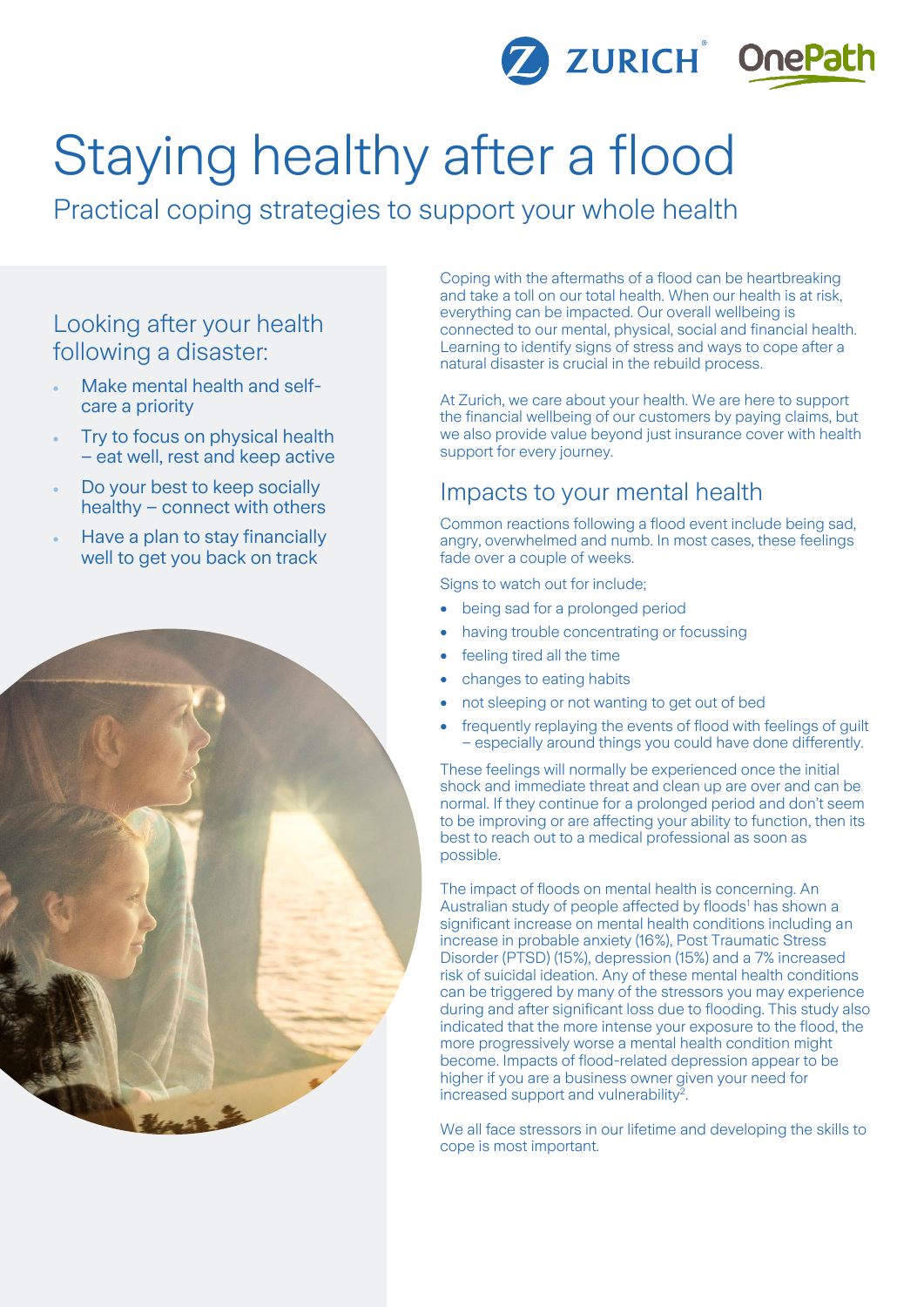# Staying healthy after a flood

Practical coping strategies to support your whole health

## Looking after your health following a disaster:

- Make mental health and self-care a priority
- Try to focus on physical health – eat well, rest and keep active
- Do your best to keep socially healthy – connect with others
- Have a plan to stay financially well to get you back on track

Coping with the aftermaths of a flood can be heartbreaking and take a toll on our total health. When our health is at risk, everything can be impacted. Our overall wellbeing is connected to our mental, physical, social and financial health. Learning to identify signs of stress and ways to cope after a natural disaster is crucial in the rebuild process.

At Zurich, we care about your health. We are here to support the financial wellbeing of our customers by paying claims, but we also provide value beyond just insurance cover with health support for every journey.

## Impacts to your mental health

Common reactions following a flood event include being sad, angry, overwhelmed and numb. In most cases, these feelings fade over a couple of weeks.

Signs to watch out for include;

- being sad for a prolonged period
- having trouble concentrating or focussing
- feeling tired all the time
- changes to eating habits
- not sleeping or not wanting to get out of bed
- frequently replaying the events of flood with feelings of guilt – especially around things you could have done differently.

These feelings will normally be experienced once the initial shock and immediate threat and clean up are over and can be normal. If they continue for a prolonged period and don't seem to be improving or are affecting your ability to function, then its best to reach out to a medical professional as soon as possible.

The impact of floods on mental health is concerning. An Australian study of people affected by floods[1] has shown a significant increase on mental health conditions including an increase in probable anxiety (16%), Post Traumatic Stress Disorder (PTSD) (15%), depression (15%) and a 7% increased risk of suicidal ideation. Any of these mental health conditions can be triggered by many of the stressors you may experience during and after significant loss due to flooding. This study also indicated that the more intense your exposure to the flood, the more progressively worse a mental health condition might become. Impacts of flood-related depression appear to be higher if you are a business owner given your need for increased support and vulnerability[2].

We all face stressors in our lifetime and developing the skills to cope is most important.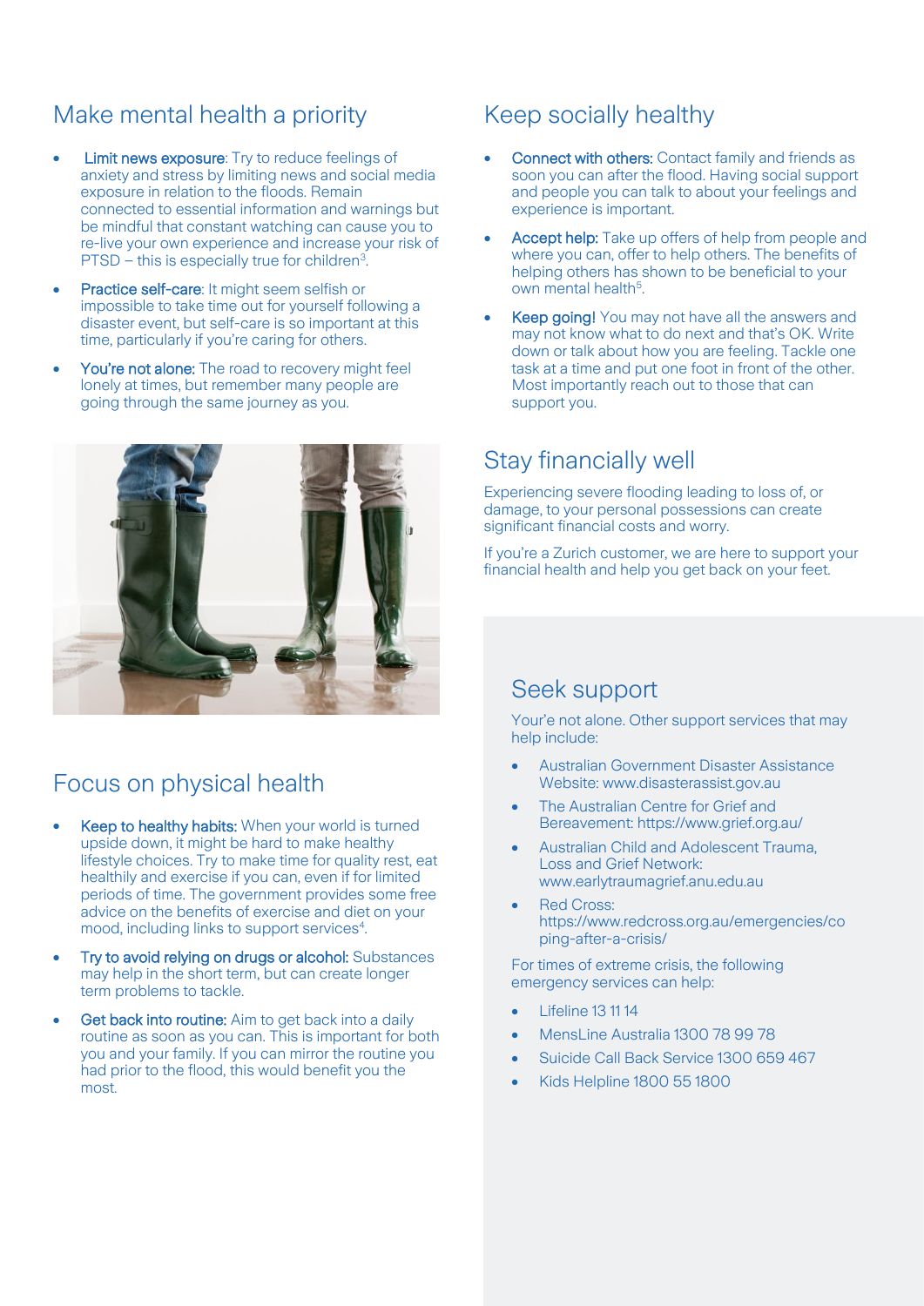## Make mental health a priority

- **Limit news exposure**: Try to reduce feelings of anxiety and stress by limiting news and social media exposure in relation to the floods. Remain connected to essential information and warnings but be mindful that constant watching can cause you to re-live your own experience and increase your risk of PTSD – this is especially true for children[3].
- **Practice self-care**: It might seem selfish or impossible to take time out for yourself following a disaster event, but self-care is so important at this time, particularly if you're caring for others.
- **You're not alone:** The road to recovery might feel lonely at times, but remember many people are going through the same journey as you.

## Focus on physical health

- **Keep to healthy habits:** When your world is turned upside down, it might be hard to make healthy lifestyle choices. Try to make time for quality rest, eat healthily and exercise if you can, even if for limited periods of time. The government provides some free advice on the benefits of exercise and diet on your mood, including links to support services[4].
- **Try to avoid relying on drugs or alcohol:** Substances may help in the short term, but can create longer term problems to tackle.
- **Get back into routine:** Aim to get back into a daily routine as soon as you can. This is important for both you and your family. If you can mirror the routine you had prior to the flood, this would benefit you the most.

## Keep socially healthy

- **Connect with others:** Contact family and friends as soon you can after the flood. Having social support and people you can talk to about your feelings and experience is important.
- **Accept help:** Take up offers of help from people and where you can, offer to help others. The benefits of helping others has shown to be beneficial to your own mental health[5].
- **Keep going!** You may not have all the answers and may not know what to do next and that's OK. Write down or talk about how you are feeling. Tackle one task at a time and put one foot in front of the other. Most importantly reach out to those that can support you.

## Stay financially well

Experiencing severe flooding leading to loss of, or damage, to your personal possessions can create significant financial costs and worry.

If you're a Zurich customer, we are here to support your financial health and help you get back on your feet.

## Seek support

Your'e not alone. Other support services that may help include:

- Australian Government Disaster Assistance Website: www.disasterassist.gov.au
- The Australian Centre for Grief and Bereavement: https://www.grief.org.au/
- Australian Child and Adolescent Trauma, Loss and Grief Network: www.earlytraumagrief.anu.edu.au
- Red Cross: https://www.redcross.org.au/emergencies/coping-after-a-crisis/

For times of extreme crisis, the following emergency services can help:

- Lifeline 13 11 14
- MensLine Australia 1300 78 99 78
- Suicide Call Back Service 1300 659 467
- Kids Helpline 1800 55 1800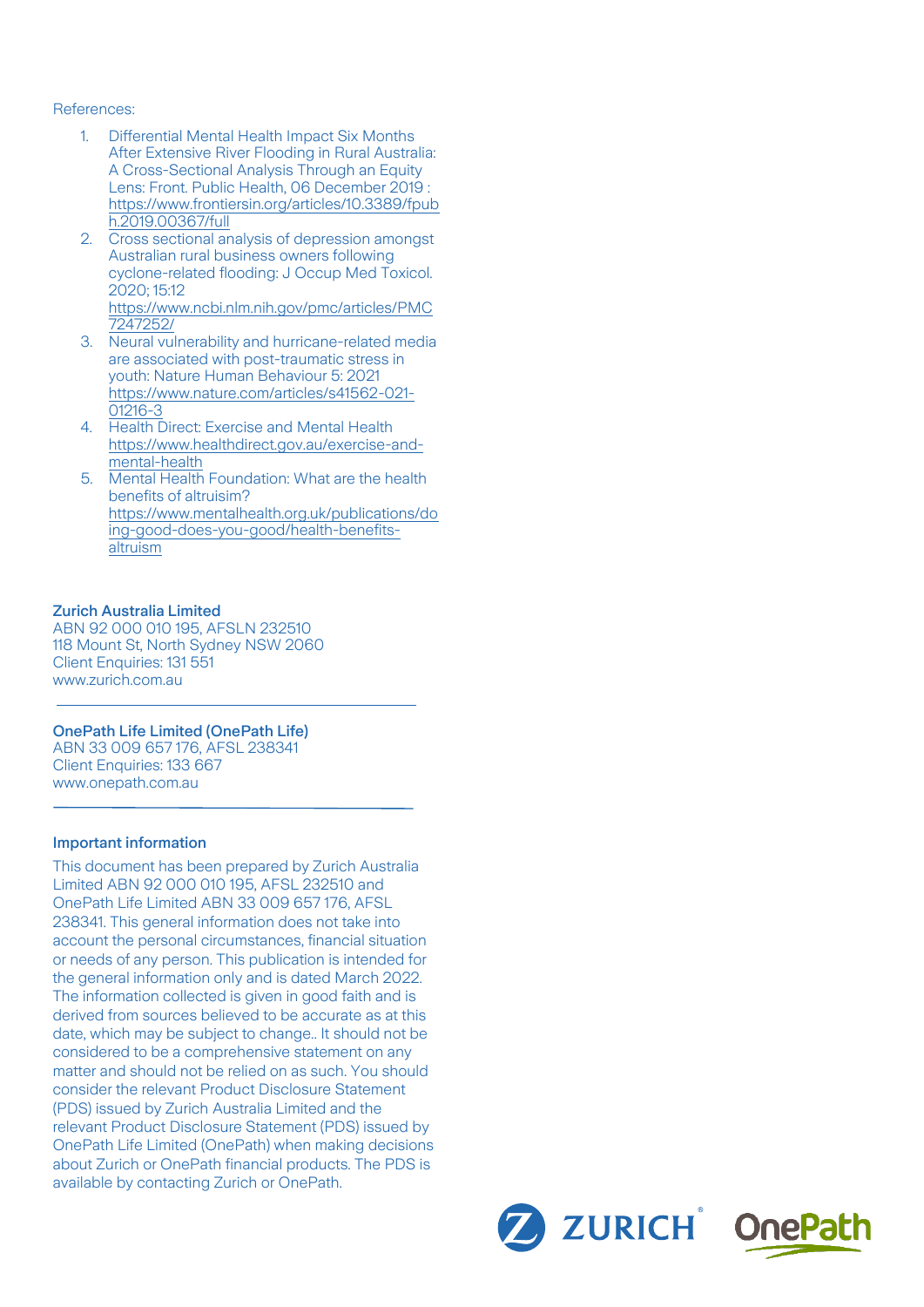References:

1. Differential Mental Health Impact Six Months After Extensive River Flooding in Rural Australia: A Cross-Sectional Analysis Through an Equity Lens: Front. Public Health, 06 December 2019 : https://www.frontiersin.org/articles/10.3389/fpubh.2019.00367/full
2. Cross sectional analysis of depression amongst Australian rural business owners following cyclone-related flooding: J Occup Med Toxicol. 2020; 15:12 https://www.ncbi.nlm.nih.gov/pmc/articles/PMC7247252/
3. Neural vulnerability and hurricane-related media are associated with post-traumatic stress in youth: Nature Human Behaviour 5: 2021 https://www.nature.com/articles/s41562-021-01216-3
4. Health Direct: Exercise and Mental Health https://www.healthdirect.gov.au/exercise-and-mental-health
5. Mental Health Foundation: What are the health benefits of altruisim? https://www.mentalhealth.org.uk/publications/doing-good-does-you-good/health-benefits-altruism

**Zurich Australia Limited**
ABN 92 000 010 195, AFSLN 232510
118 Mount St, North Sydney NSW 2060
Client Enquiries: 131 551
www.zurich.com.au

---

**OnePath Life Limited (OnePath Life)**
ABN 33 009 657 176, AFSL 238341
Client Enquiries: 133 667
www.onepath.com.au

---

**Important information**

This document has been prepared by Zurich Australia Limited ABN 92 000 010 195, AFSL 232510 and OnePath Life Limited ABN 33 009 657 176, AFSL 238341. This general information does not take into account the personal circumstances, financial situation or needs of any person. This publication is intended for the general information only and is dated March 2022. The information collected is given in good faith and is derived from sources believed to be accurate as at this date, which may be subject to change.. It should not be considered to be a comprehensive statement on any matter and should not be relied on as such. You should consider the relevant Product Disclosure Statement (PDS) issued by Zurich Australia Limited and the relevant Product Disclosure Statement (PDS) issued by OnePath Life Limited (OnePath) when making decisions about Zurich or OnePath financial products. The PDS is available by contacting Zurich or OnePath.

ZURICH® OnePath